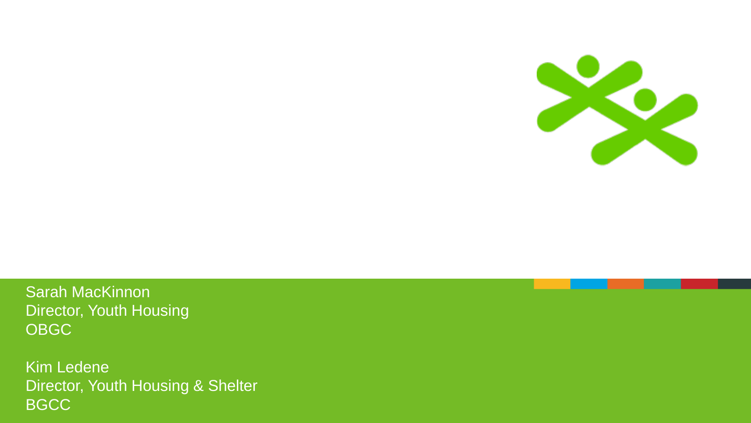Sarah MacKinnon
Director, Youth Housing
OBGC

Kim Ledene
Director, Youth Housing & Shelter
BGCC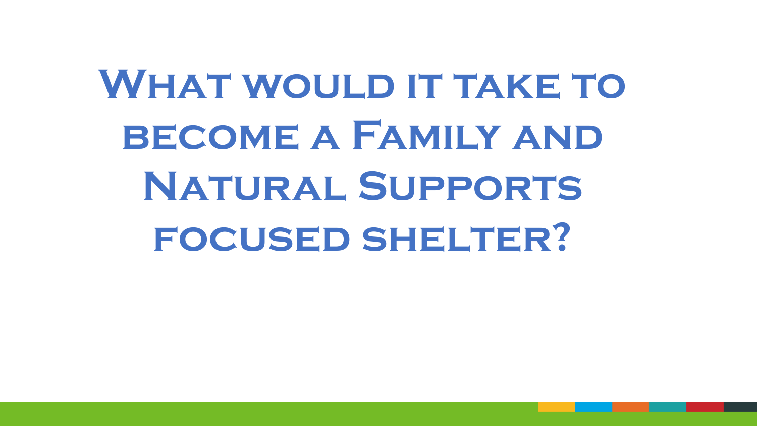# What would it take to become a Family and Natural Supports focused shelter?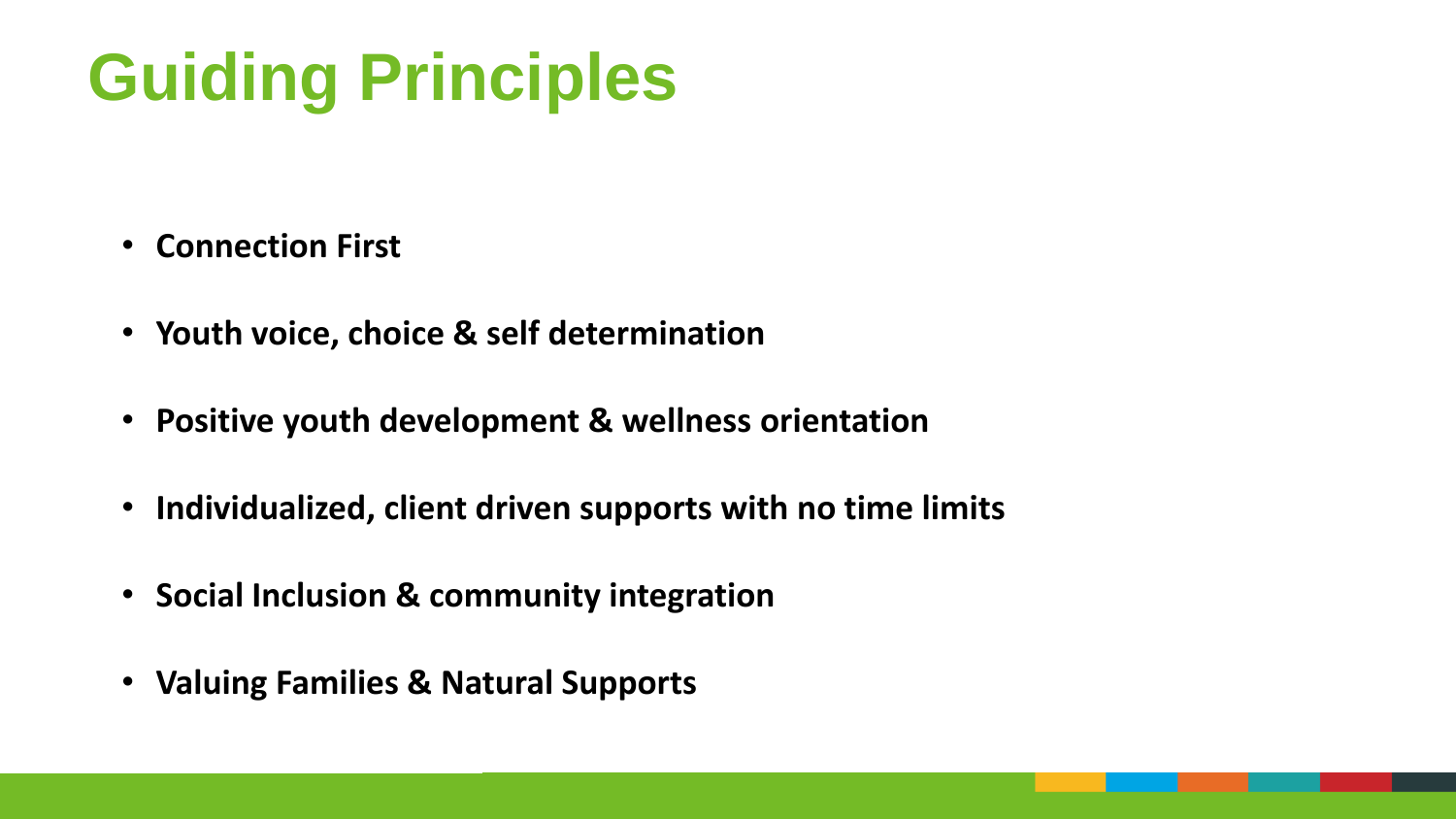# Guiding Principles

- **Connection First**
- **Youth voice, choice & self determination**
- **Positive youth development & wellness orientation**
- **Individualized, client driven supports with no time limits**
- **Social Inclusion & community integration**
- **Valuing Families & Natural Supports**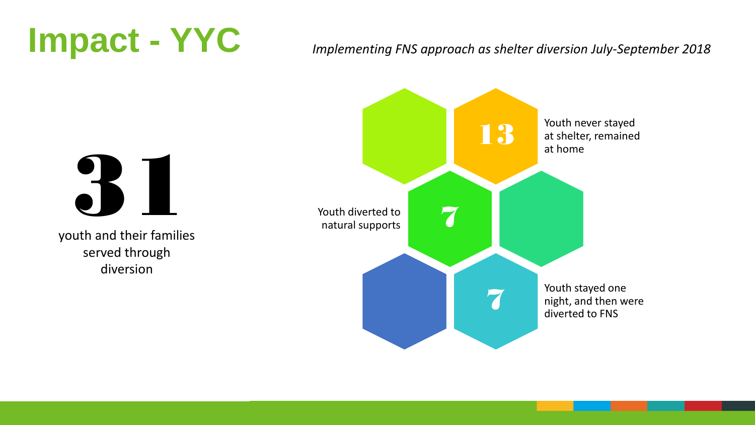# Impact - YYC

*Implementing FNS approach as shelter diversion July-September 2018*

**31**

youth and their families served through diversion

**13** Youth never stayed at shelter, remained at home

**7** Youth diverted to natural supports

**7** Youth stayed one night, and then were diverted to FNS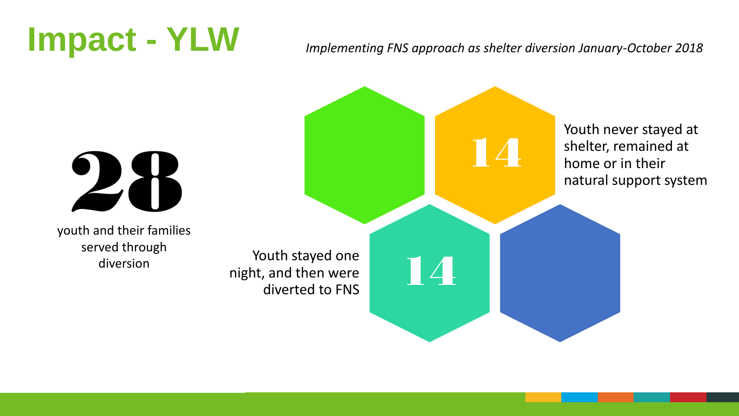# Impact - YLW

*Implementing FNS approach as shelter diversion January-October 2018*

**28**

youth and their families served through diversion

**14**

Youth never stayed at shelter, remained at home or in their natural support system

**14**

Youth stayed one night, and then were diverted to FNS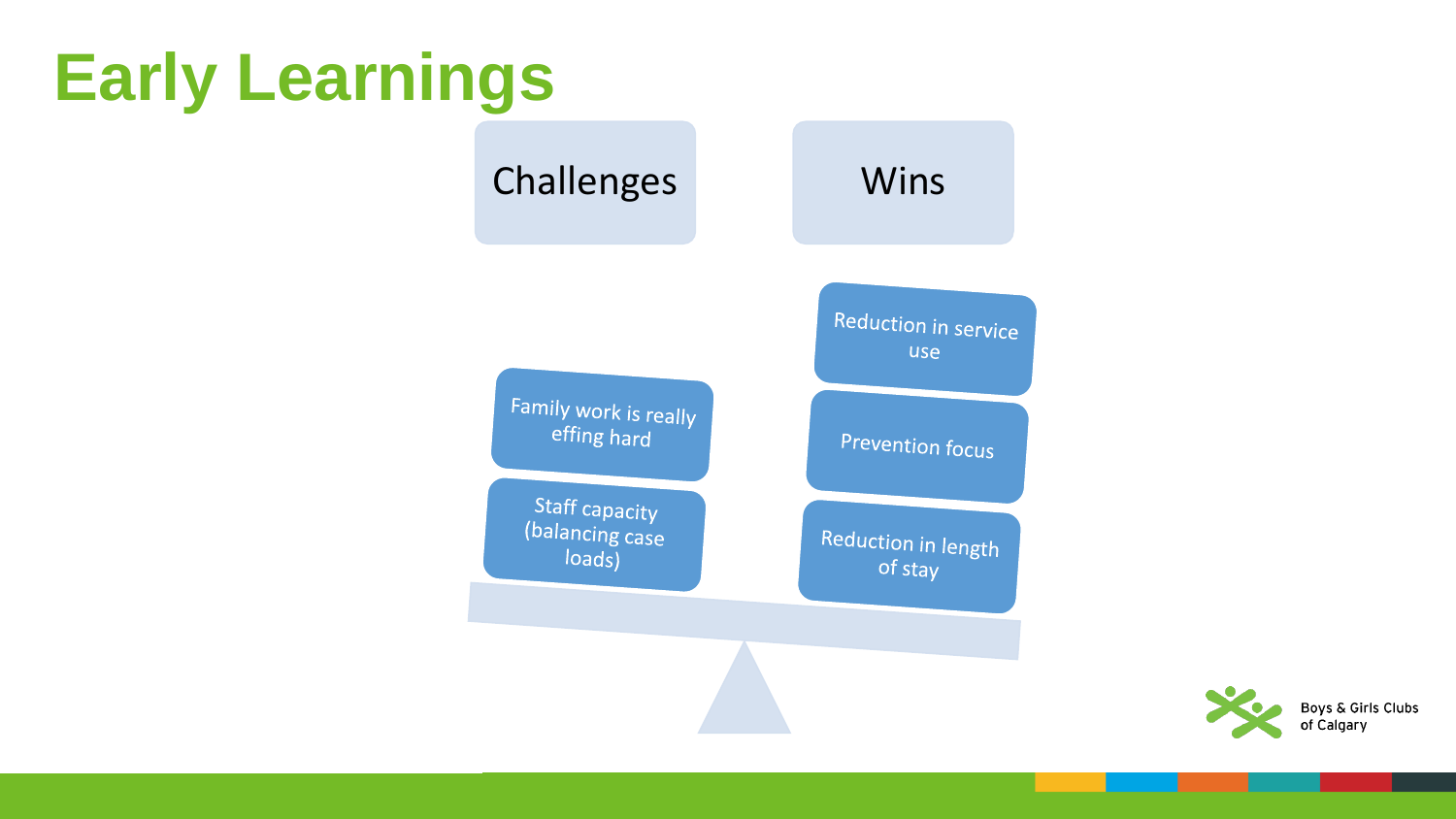# Early Learnings

## Challenges

- Family work is really effing hard
- Staff capacity (balancing case loads)

## Wins

- Reduction in service use
- Prevention focus
- Reduction in length of stay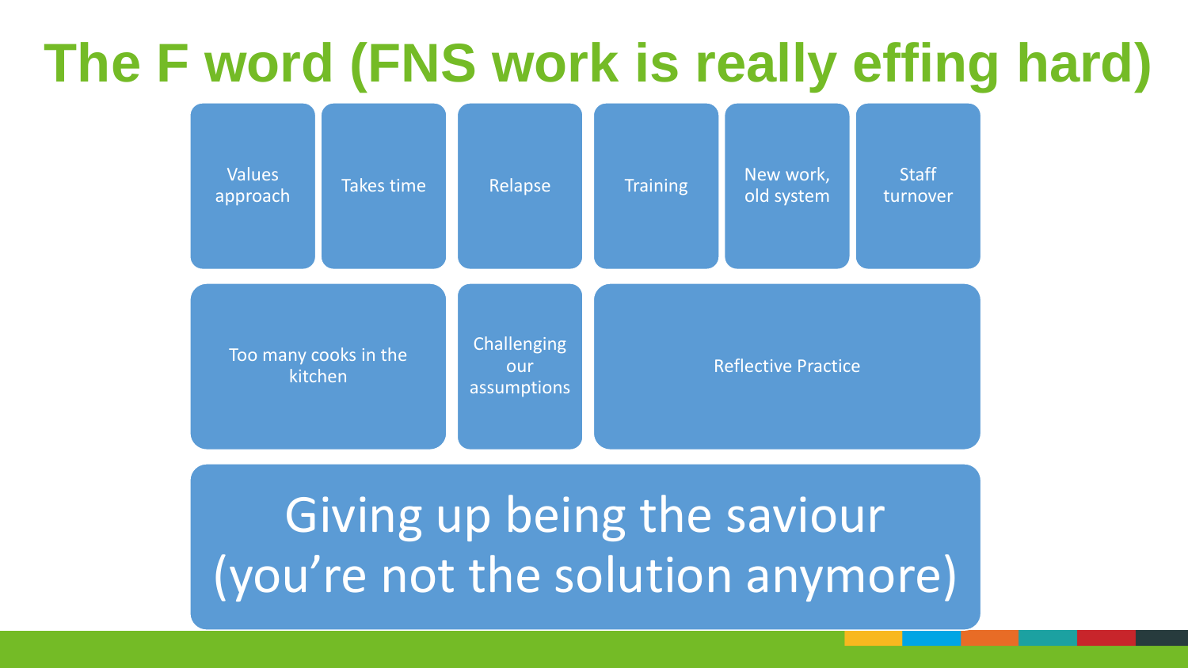# The F word (FNS work is really effing hard)

- Values approach
- Takes time
- Relapse
- Training
- New work, old system
- Staff turnover
- Too many cooks in the kitchen
- Challenging our assumptions
- Reflective Practice

**Giving up being the saviour (you're not the solution anymore)**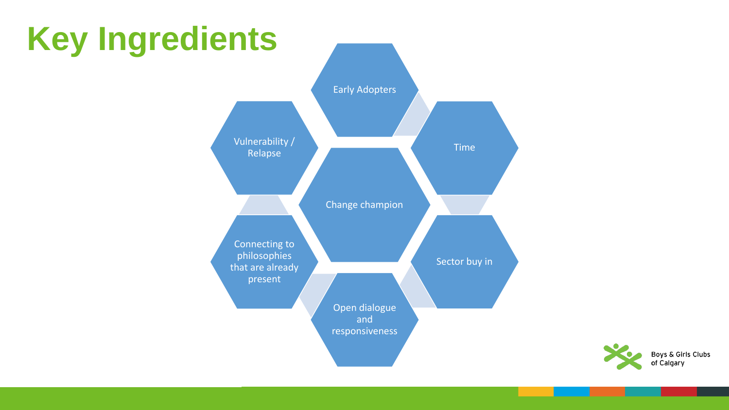# Key Ingredients

Change champion

Early Adopters

Time

Sector buy in

Open dialogue and responsiveness

Connecting to philosophies that are already present

Vulnerability / Relapse

Boys & Girls Clubs of Calgary